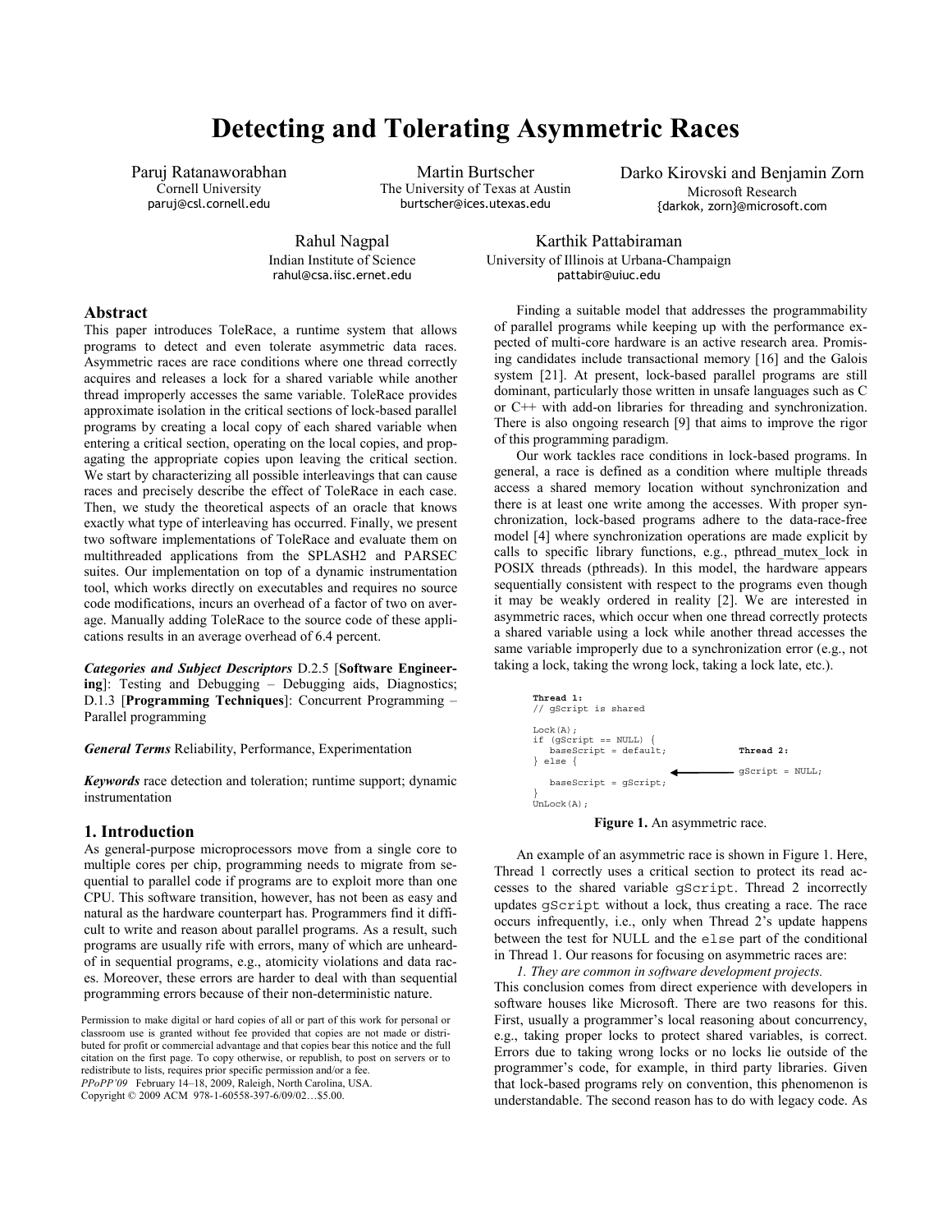# Detecting and Tolerating Asymmetric Races

Paruj Ratanaworabhan
Cornell University
paruj@csl.cornell.edu

Martin Burtscher
The University of Texas at Austin
burtscher@ices.utexas.edu

Darko Kirovski and Benjamin Zorn
Microsoft Research
{darkok, zorn}@microsoft.com

Rahul Nagpal
Indian Institute of Science
rahul@csa.iisc.ernet.edu

Karthik Pattabiraman
University of Illinois at Urbana-Champaign
pattabir@uiuc.edu

## Abstract

This paper introduces ToleRace, a runtime system that allows programs to detect and even tolerate asymmetric data races. Asymmetric races are race conditions where one thread correctly acquires and releases a lock for a shared variable while another thread improperly accesses the same variable. ToleRace provides approximate isolation in the critical sections of lock-based parallel programs by creating a local copy of each shared variable when entering a critical section, operating on the local copies, and propagating the appropriate copies upon leaving the critical section. We start by characterizing all possible interleavings that can cause races and precisely describe the effect of ToleRace in each case. Then, we study the theoretical aspects of an oracle that knows exactly what type of interleaving has occurred. Finally, we present two software implementations of ToleRace and evaluate them on multithreaded applications from the SPLASH2 and PARSEC suites. Our implementation on top of a dynamic instrumentation tool, which works directly on executables and requires no source code modifications, incurs an overhead of a factor of two on average. Manually adding ToleRace to the source code of these applications results in an average overhead of 6.4 percent.

***Categories and Subject Descriptors*** D.2.5 [**Software Engineering**]: Testing and Debugging – Debugging aids, Diagnostics; D.1.3 [**Programming Techniques**]: Concurrent Programming – Parallel programming

***General Terms*** Reliability, Performance, Experimentation

***Keywords*** race detection and toleration; runtime support; dynamic instrumentation

## 1. Introduction

As general-purpose microprocessors move from a single core to multiple cores per chip, programming needs to migrate from sequential to parallel code if programs are to exploit more than one CPU. This software transition, however, has not been as easy and natural as the hardware counterpart has. Programmers find it difficult to write and reason about parallel programs. As a result, such programs are usually rife with errors, many of which are unheard-of in sequential programs, e.g., atomicity violations and data races. Moreover, these errors are harder to deal with than sequential programming errors because of their non-deterministic nature.

Permission to make digital or hard copies of all or part of this work for personal or classroom use is granted without fee provided that copies are not made or distributed for profit or commercial advantage and that copies bear this notice and the full citation on the first page. To copy otherwise, or republish, to post on servers or to redistribute to lists, requires prior specific permission and/or a fee.
*PPoPP'09* February 14–18, 2009, Raleigh, North Carolina, USA.
Copyright © 2009 ACM 978-1-60558-397-6/09/02…$5.00.

Finding a suitable model that addresses the programmability of parallel programs while keeping up with the performance expected of multi-core hardware is an active research area. Promising candidates include transactional memory [16] and the Galois system [21]. At present, lock-based parallel programs are still dominant, particularly those written in unsafe languages such as C or C++ with add-on libraries for threading and synchronization. There is also ongoing research [9] that aims to improve the rigor of this programming paradigm.

Our work tackles race conditions in lock-based programs. In general, a race is defined as a condition where multiple threads access a shared memory location without synchronization and there is at least one write among the accesses. With proper synchronization, lock-based programs adhere to the data-race-free model [4] where synchronization operations are made explicit by calls to specific library functions, e.g., pthread_mutex_lock in POSIX threads (pthreads). In this model, the hardware appears sequentially consistent with respect to the programs even though it may be weakly ordered in reality [2]. We are interested in asymmetric races, which occur when one thread correctly protects a shared variable using a lock while another thread accesses the same variable improperly due to a synchronization error (e.g., not taking a lock, taking the wrong lock, taking a lock late, etc.).

```
Thread 1:
// gScript is shared

Lock(A);
if (gScript == NULL) {
   baseScript = default;                Thread 2:
} else {
                          <------------ gScript = NULL;
   baseScript = gScript;
}
UnLock(A);
```

**Figure 1.** An asymmetric race.

An example of an asymmetric race is shown in Figure 1. Here, Thread 1 correctly uses a critical section to protect its read accesses to the shared variable `gScript`. Thread 2 incorrectly updates `gScript` without a lock, thus creating a race. The race occurs infrequently, i.e., only when Thread 2's update happens between the test for NULL and the `else` part of the conditional in Thread 1. Our reasons for focusing on asymmetric races are:

*1. They are common in software development projects.*
This conclusion comes from direct experience with developers in software houses like Microsoft. There are two reasons for this. First, usually a programmer's local reasoning about concurrency, e.g., taking proper locks to protect shared variables, is correct. Errors due to taking wrong locks or no locks lie outside of the programmer's code, for example, in third party libraries. Given that lock-based programs rely on convention, this phenomenon is understandable. The second reason has to do with legacy code. As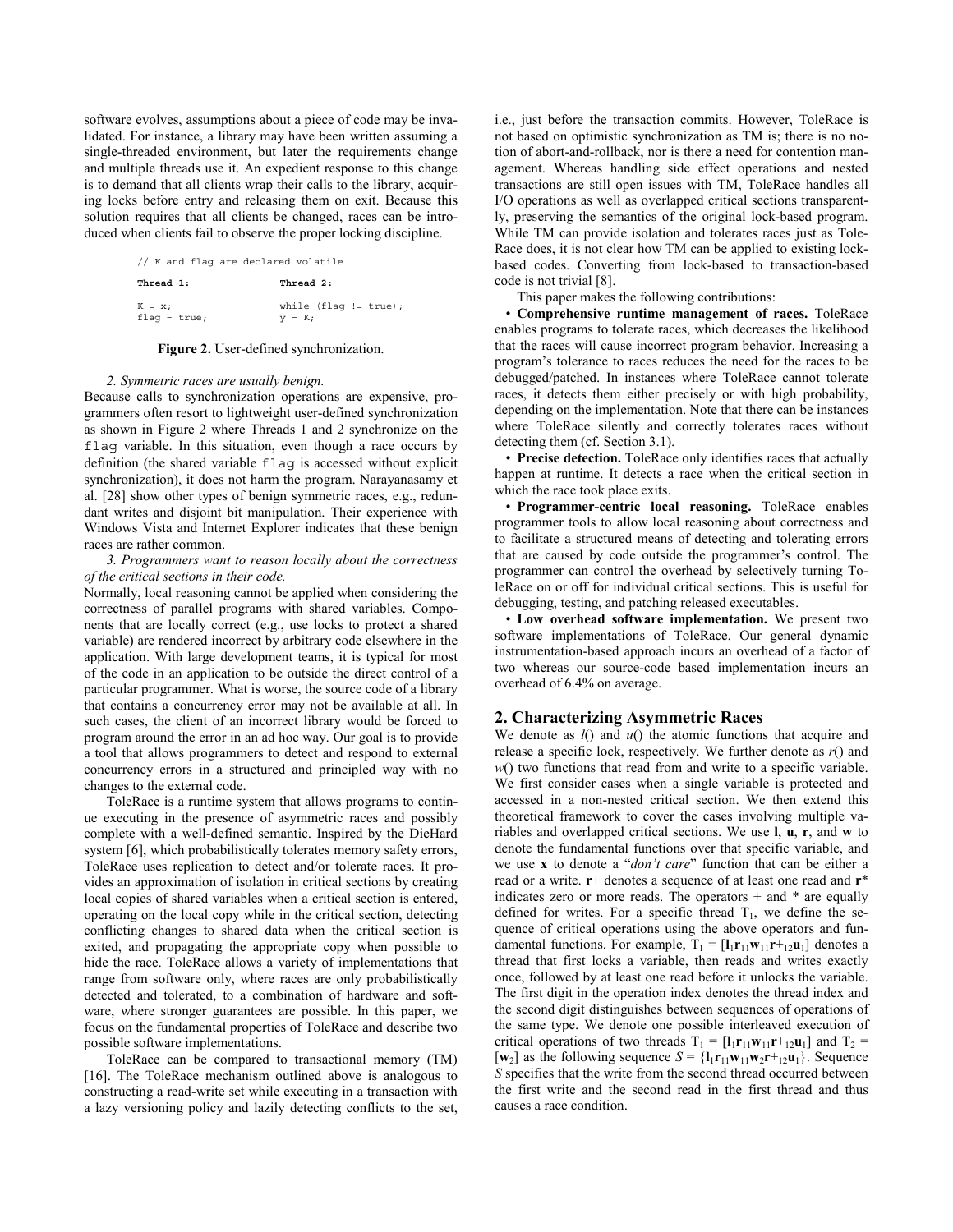software evolves, assumptions about a piece of code may be invalidated. For instance, a library may have been written assuming a single-threaded environment, but later the requirements change and multiple threads use it. An expedient response to this change is to demand that all clients wrap their calls to the library, acquiring locks before entry and releasing them on exit. Because this solution requires that all clients be changed, races can be introduced when clients fail to observe the proper locking discipline.

```
// K and flag are declared volatile

Thread 1:              Thread 2:

K = x;                 while (flag != true);
flag = true;           y = K;
```

**Figure 2.** User-defined synchronization.

*2. Symmetric races are usually benign.*

Because calls to synchronization operations are expensive, programmers often resort to lightweight user-defined synchronization as shown in Figure 2 where Threads 1 and 2 synchronize on the `flag` variable. In this situation, even though a race occurs by definition (the shared variable `flag` is accessed without explicit synchronization), it does not harm the program. Narayanasamy et al. [28] show other types of benign symmetric races, e.g., redundant writes and disjoint bit manipulation. Their experience with Windows Vista and Internet Explorer indicates that these benign races are rather common.

*3. Programmers want to reason locally about the correctness of the critical sections in their code.*

Normally, local reasoning cannot be applied when considering the correctness of parallel programs with shared variables. Components that are locally correct (e.g., use locks to protect a shared variable) are rendered incorrect by arbitrary code elsewhere in the application. With large development teams, it is typical for most of the code in an application to be outside the direct control of a particular programmer. What is worse, the source code of a library that contains a concurrency error may not be available at all. In such cases, the client of an incorrect library would be forced to program around the error in an ad hoc way. Our goal is to provide a tool that allows programmers to detect and respond to external concurrency errors in a structured and principled way with no changes to the external code.

ToleRace is a runtime system that allows programs to continue executing in the presence of asymmetric races and possibly complete with a well-defined semantic. Inspired by the DieHard system [6], which probabilistically tolerates memory safety errors, ToleRace uses replication to detect and/or tolerate races. It provides an approximation of isolation in critical sections by creating local copies of shared variables when a critical section is entered, operating on the local copy while in the critical section, detecting conflicting changes to shared data when the critical section is exited, and propagating the appropriate copy when possible to hide the race. ToleRace allows a variety of implementations that range from software only, where races are only probabilistically detected and tolerated, to a combination of hardware and software, where stronger guarantees are possible. In this paper, we focus on the fundamental properties of ToleRace and describe two possible software implementations.

ToleRace can be compared to transactional memory (TM) [16]. The ToleRace mechanism outlined above is analogous to constructing a read-write set while executing in a transaction with a lazy versioning policy and lazily detecting conflicts to the set, i.e., just before the transaction commits. However, ToleRace is not based on optimistic synchronization as TM is; there is no notion of abort-and-rollback, nor is there a need for contention management. Whereas handling side effect operations and nested transactions are still open issues with TM, ToleRace handles all I/O operations as well as overlapped critical sections transparently, preserving the semantics of the original lock-based program. While TM can provide isolation and tolerates races just as ToleRace does, it is not clear how TM can be applied to existing lock-based codes. Converting from lock-based to transaction-based code is not trivial [8].

This paper makes the following contributions:

- **Comprehensive runtime management of races.** ToleRace enables programs to tolerate races, which decreases the likelihood that the races will cause incorrect program behavior. Increasing a program's tolerance to races reduces the need for the races to be debugged/patched. In instances where ToleRace cannot tolerate races, it detects them either precisely or with high probability, depending on the implementation. Note that there can be instances where ToleRace silently and correctly tolerates races without detecting them (cf. Section 3.1).
- **Precise detection.** ToleRace only identifies races that actually happen at runtime. It detects a race when the critical section in which the race took place exits.
- **Programmer-centric local reasoning.** ToleRace enables programmer tools to allow local reasoning about correctness and to facilitate a structured means of detecting and tolerating errors that are caused by code outside the programmer's control. The programmer can control the overhead by selectively turning ToleRace on or off for individual critical sections. This is useful for debugging, testing, and patching released executables.
- **Low overhead software implementation.** We present two software implementations of ToleRace. Our general dynamic instrumentation-based approach incurs an overhead of a factor of two whereas our source-code based implementation incurs an overhead of 6.4% on average.

## 2. Characterizing Asymmetric Races

We denote as $l()$ and $u()$ the atomic functions that acquire and release a specific lock, respectively. We further denote as $r()$ and $w()$ two functions that read from and write to a specific variable. We first consider cases when a single variable is protected and accessed in a non-nested critical section. We then extend this theoretical framework to cover the cases involving multiple variables and overlapped critical sections. We use $\mathbf{l}$, $\mathbf{u}$, $\mathbf{r}$, and $\mathbf{w}$ to denote the fundamental functions over that specific variable, and we use $\mathbf{x}$ to denote a "*don't care*" function that can be either a read or a write. $\mathbf{r}+$ denotes a sequence of at least one read and $\mathbf{r}^*$ indicates zero or more reads. The operators + and * are equally defined for writes. For a specific thread $T_1$, we define the sequence of critical operations using the above operators and fundamental functions. For example, $T_1 = [\mathbf{l}_1\mathbf{r}_{11}\mathbf{w}_{11}\mathbf{r}+_{12}\mathbf{u}_1]$ denotes a thread that first locks a variable, then reads and writes exactly once, followed by at least one read before it unlocks the variable. The first digit in the operation index denotes the thread index and the second digit distinguishes between sequences of operations of the same type. We denote one possible interleaved execution of critical operations of two threads $T_1 = [\mathbf{l}_1\mathbf{r}_{11}\mathbf{w}_{11}\mathbf{r}+_{12}\mathbf{u}_1]$ and $T_2 = [\mathbf{w}_2]$ as the following sequence $S = \{\mathbf{l}_1\mathbf{r}_{11}\mathbf{w}_{11}\mathbf{w}_2\mathbf{r}+_{12}\mathbf{u}_1\}$. Sequence $S$ specifies that the write from the second thread occurred between the first write and the second read in the first thread and thus causes a race condition.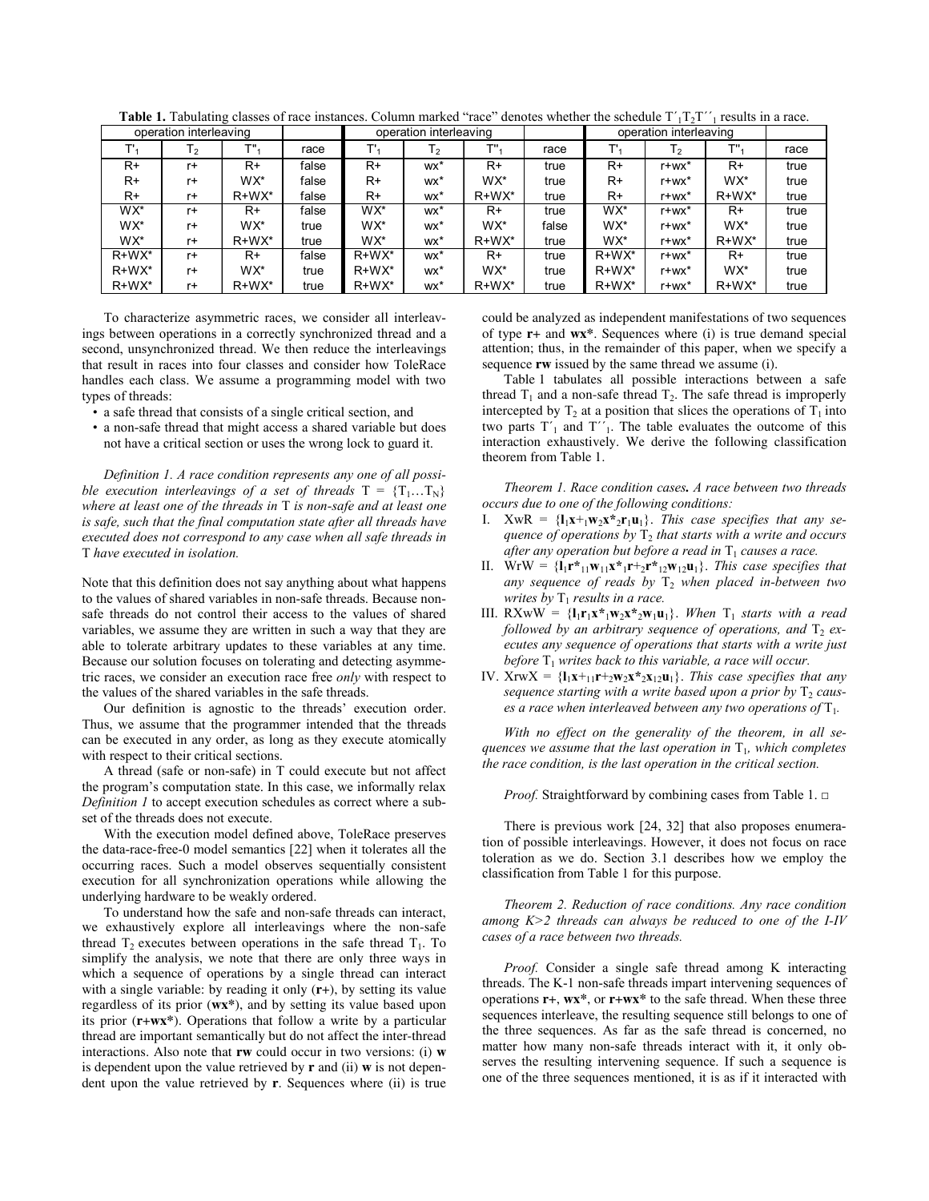**Table 1.** Tabulating classes of race instances. Column marked "race" denotes whether the schedule $T'_1T_2T''_1$ results in a race.

| operation interleaving | | | | operation interleaving | | | | operation interleaving | | | |
|---|---|---|---|---|---|---|---|---|---|---|---|
| $T'_1$ | $T_2$ | $T''_1$ | race | $T'_1$ | $T_2$ | $T''_1$ | race | $T'_1$ | $T_2$ | $T''_1$ | race |
| R+ | r+ | R+ | false | R+ | wx* | R+ | true | R+ | r+wx* | R+ | true |
| R+ | r+ | WX* | false | R+ | wx* | WX* | true | R+ | r+wx* | WX* | true |
| R+ | r+ | R+WX* | false | R+ | wx* | R+WX* | true | R+ | r+wx* | R+WX* | true |
| WX* | r+ | R+ | false | WX* | wx* | R+ | true | WX* | r+wx* | R+ | true |
| WX* | r+ | WX* | true | WX* | wx* | WX* | false | WX* | r+wx* | WX* | true |
| WX* | r+ | R+WX* | true | WX* | wx* | R+WX* | true | WX* | r+wx* | R+WX* | true |
| R+WX* | r+ | R+ | false | R+WX* | wx* | R+ | true | R+WX* | r+wx* | R+ | true |
| R+WX* | r+ | WX* | true | R+WX* | wx* | WX* | true | R+WX* | r+wx* | WX* | true |
| R+WX* | r+ | R+WX* | true | R+WX* | wx* | R+WX* | true | R+WX* | r+wx* | R+WX* | true |

To characterize asymmetric races, we consider all interleavings between operations in a correctly synchronized thread and a second, unsynchronized thread. We then reduce the interleavings that result in races into four classes and consider how ToleRace handles each class. We assume a programming model with two types of threads:

- a safe thread that consists of a single critical section, and
- a non-safe thread that might access a shared variable but does not have a critical section or uses the wrong lock to guard it.

*Definition 1. A race condition represents any one of all possible execution interleavings of a set of threads $T = \{T_1 \ldots T_N\}$ where at least one of the threads in T is non-safe and at least one is safe, such that the final computation state after all threads have executed does not correspond to any case when all safe threads in T have executed in isolation.*

Note that this definition does not say anything about what happens to the values of shared variables in non-safe threads. Because non-safe threads do not control their access to the values of shared variables, we assume they are written in such a way that they are able to tolerate arbitrary updates to these variables at any time. Because our solution focuses on tolerating and detecting asymmetric races, we consider an execution race free *only* with respect to the values of the shared variables in the safe threads.

Our definition is agnostic to the threads' execution order. Thus, we assume that the programmer intended that the threads can be executed in any order, as long as they execute atomically with respect to their critical sections.

A thread (safe or non-safe) in T could execute but not affect the program's computation state. In this case, we informally relax *Definition 1* to accept execution schedules as correct where a subset of the threads does not execute.

With the execution model defined above, ToleRace preserves the data-race-free-0 model semantics [22] when it tolerates all the occurring races. Such a model observes sequentially consistent execution for all synchronization operations while allowing the underlying hardware to be weakly ordered.

To understand how the safe and non-safe threads can interact, we exhaustively explore all interleavings where the non-safe thread $T_2$ executes between operations in the safe thread $T_1$. To simplify the analysis, we note that there are only three ways in which a sequence of operations by a single thread can interact with a single variable: by reading it only (**r+**), by setting its value regardless of its prior (**wx\***), and by setting its value based upon its prior (**r+wx\***). Operations that follow a write by a particular thread are important semantically but do not affect the inter-thread interactions. Also note that **rw** could occur in two versions: (i) **w** is dependent upon the value retrieved by **r** and (ii) **w** is not dependent upon the value retrieved by **r**. Sequences where (ii) is true could be analyzed as independent manifestations of two sequences of type **r+** and **wx\***. Sequences where (i) is true demand special attention; thus, in the remainder of this paper, when we specify a sequence **rw** issued by the same thread we assume (i).

Table 1 tabulates all possible interactions between a safe thread $T_1$ and a non-safe thread $T_2$. The safe thread is improperly intercepted by $T_2$ at a position that slices the operations of $T_1$ into two parts $T'_1$ and $T''_1$. The table evaluates the outcome of this interaction exhaustively. We derive the following classification theorem from Table 1.

*Theorem 1.* ***Race condition cases.*** *A race between two threads occurs due to one of the following conditions:*

I. XwR = $\{\mathbf{l}_1\mathbf{x}+_1\mathbf{w}_2\mathbf{x}^*_2\mathbf{r}_1\mathbf{u}_1\}$. *This case specifies that any sequence of operations by $T_2$ that starts with a write and occurs after any operation but before a read in $T_1$ causes a race.*

II. WrW = $\{\mathbf{l}_1\mathbf{r}^*_{11}\mathbf{w}_{11}\mathbf{x}^*_1\mathbf{r}+_2\mathbf{r}^*_{12}\mathbf{w}_{12}\mathbf{u}_1\}$. *This case specifies that any sequence of reads by $T_2$ when placed in-between two writes by $T_1$ results in a race.*

III. RXwW = $\{\mathbf{l}_1\mathbf{r}_1\mathbf{x}^*_1\mathbf{w}_2\mathbf{x}^*_2\mathbf{w}_1\mathbf{u}_1\}$. *When $T_1$ starts with a read followed by an arbitrary sequence of operations, and $T_2$ executes any sequence of operations that starts with a write just before $T_1$ writes back to this variable, a race will occur.*

IV. XrwX = $\{\mathbf{l}_1\mathbf{x}+_{11}\mathbf{r}+_2\mathbf{w}_2\mathbf{x}^*_2\mathbf{x}_{12}\mathbf{u}_1\}$. *This case specifies that any sequence starting with a write based upon a prior by $T_2$ causes a race when interleaved between any two operations of $T_1$.*

*With no effect on the generality of the theorem, in all sequences we assume that the last operation in $T_1$, which completes the race condition, is the last operation in the critical section.*

*Proof.* Straightforward by combining cases from Table 1. □

There is previous work [24, 32] that also proposes enumeration of possible interleavings. However, it does not focus on race toleration as we do. Section 3.1 describes how we employ the classification from Table 1 for this purpose.

*Theorem 2. Reduction of race conditions. Any race condition among K>2 threads can always be reduced to one of the I-IV cases of a race between two threads.*

*Proof.* Consider a single safe thread among K interacting threads. The K-1 non-safe threads impart intervening sequences of operations **r+**, **wx\***, or **r+wx\*** to the safe thread. When these three sequences interleave, the resulting sequence still belongs to one of the three sequences. As far as the safe thread is concerned, no matter how many non-safe threads interact with it, it only observes the resulting intervening sequence. If such a sequence is one of the three sequences mentioned, it is as if it interacted with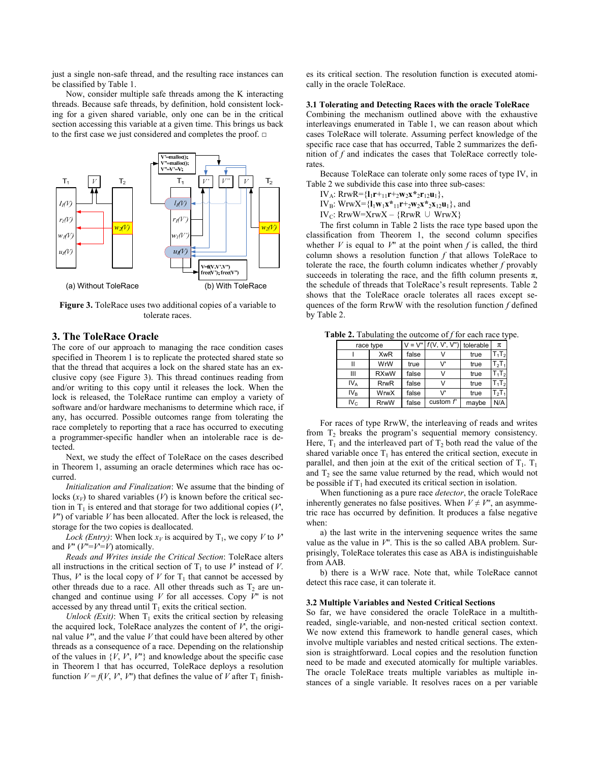just a single non-safe thread, and the resulting race instances can be classified by Table 1.

Now, consider multiple safe threads among the K interacting threads. Because safe threads, by definition, hold consistent locking for a given shared variable, only one can be in the critical section accessing this variable at a given time. This brings us back to the first case we just considered and completes the proof. □

**Figure 3.** ToleRace uses two additional copies of a variable to tolerate races.

## 3. The ToleRace Oracle

The core of our approach to managing the race condition cases specified in Theorem 1 is to replicate the protected shared state so that the thread that acquires a lock on the shared state has an exclusive copy (see Figure 3). This thread continues reading from and/or writing to this copy until it releases the lock. When the lock is released, the ToleRace runtime can employ a variety of software and/or hardware mechanisms to determine which race, if any, has occurred. Possible outcomes range from tolerating the race completely to reporting that a race has occurred to executing a programmer-specific handler when an intolerable race is detected.

Next, we study the effect of ToleRace on the cases described in Theorem 1, assuming an oracle determines which race has occurred.

*Initialization and Finalization*: We assume that the binding of locks ($x_V$) to shared variables ($V$) is known before the critical section in $T_1$ is entered and that storage for two additional copies ($V'$, $V''$) of variable $V$ has been allocated. After the lock is released, the storage for the two copies is deallocated.

*Lock (Entry)*: When lock $x_V$ is acquired by $T_1$, we copy $V$ to $V'$ and $V''$ ($V''=V'=V$) atomically.

*Reads and Writes inside the Critical Section*: ToleRace alters all instructions in the critical section of $T_1$ to use $V'$ instead of $V$. Thus, $V'$ is the local copy of $V$ for $T_1$ that cannot be accessed by other threads due to a race. All other threads such as $T_2$ are unchanged and continue using $V$ for all accesses. Copy $V''$ is not accessed by any thread until $T_1$ exits the critical section.

*Unlock (Exit)*: When $T_1$ exits the critical section by releasing the acquired lock, ToleRace analyzes the content of $V'$, the original value $V''$, and the value $V$ that could have been altered by other threads as a consequence of a race. Depending on the relationship of the values in {$V$, $V'$, $V''$} and knowledge about the specific case in Theorem 1 that has occurred, ToleRace deploys a resolution function $V = f(V, V', V'')$ that defines the value of $V$ after $T_1$ finishes its critical section. The resolution function is executed atomically in the oracle ToleRace.

### 3.1 Tolerating and Detecting Races with the oracle ToleRace

Combining the mechanism outlined above with the exhaustive interleavings enumerated in Table 1, we can reason about which cases ToleRace will tolerate. Assuming perfect knowledge of the specific race case that has occurred, Table 2 summarizes the definition of $f$ and indicates the cases that ToleRace correctly tolerates.

Because ToleRace can tolerate only some races of type IV, in Table 2 we subdivide this case into three sub-cases:

$IV_A$: RrwR={$\mathbf{l}_1\mathbf{r}+_{11}\mathbf{r}+_2\mathbf{w}_2\mathbf{x}*_2\mathbf{r}_{12}\mathbf{u}_1$},

$IV_B$: WrwX={$\mathbf{l}_1\mathbf{w}_1\mathbf{x}*_{11}\mathbf{r}+_2\mathbf{w}_2\mathbf{x}*_2\mathbf{x}_{12}\mathbf{u}_1$}, and

$IV_C$: RrwW=XrwX – {RrwR ∪ WrwX}

The first column in Table 2 lists the race type based upon the classification from Theorem 1, the second column specifies whether $V$ is equal to $V''$ at the point when $f$ is called, the third column shows a resolution function $f$ that allows ToleRace to tolerate the race, the fourth column indicates whether $f$ provably succeeds in tolerating the race, and the fifth column presents π, the schedule of threads that ToleRace's result represents. Table 2 shows that the ToleRace oracle tolerates all races except sequences of the form RrwW with the resolution function $f$ defined by Table 2.

**Table 2.** Tabulating the outcome of $f$ for each race type.

| race type | | V = V'' | f(V, V', V'') | tolerable | π |
|---|---|---|---|---|---|
| I | XwR | false | V | true | $T_1T_2$ |
| II | WrW | true | V' | true | $T_2T_1$ |
| III | RXwW | false | V | true | $T_1T_2$ |
| $IV_A$ | RrwR | false | V | true | $T_1T_2$ |
| $IV_B$ | WrwX | false | V' | true | $T_2T_1$ |
| $IV_C$ | RrwW | false | custom f' | maybe | N/A |

For races of type RrwW, the interleaving of reads and writes from $T_2$ breaks the program's sequential memory consistency. Here, $T_1$ and the interleaved part of $T_2$ both read the value of the shared variable once $T_1$ has entered the critical section, execute in parallel, and then join at the exit of the critical section of $T_1$. $T_1$ and $T_2$ see the same value returned by the read, which would not be possible if $T_1$ had executed its critical section in isolation.

When functioning as a pure race *detector*, the oracle ToleRace inherently generates no false positives. When $V \neq V''$, an asymmetric race has occurred by definition. It produces a false negative when:

a) the last write in the intervening sequence writes the same value as the value in $V''$. This is the so called ABA problem. Surprisingly, ToleRace tolerates this case as ABA is indistinguishable from AAB.

b) there is a WrW race. Note that, while ToleRace cannot detect this race case, it can tolerate it.

### 3.2 Multiple Variables and Nested Critical Sections

So far, we have considered the oracle ToleRace in a multithreaded, single-variable, and non-nested critical section context. We now extend this framework to handle general cases, which involve multiple variables and nested critical sections. The extension is straightforward. Local copies and the resolution function need to be made and executed atomically for multiple variables. The oracle ToleRace treats multiple variables as multiple instances of a single variable. It resolves races on a per variable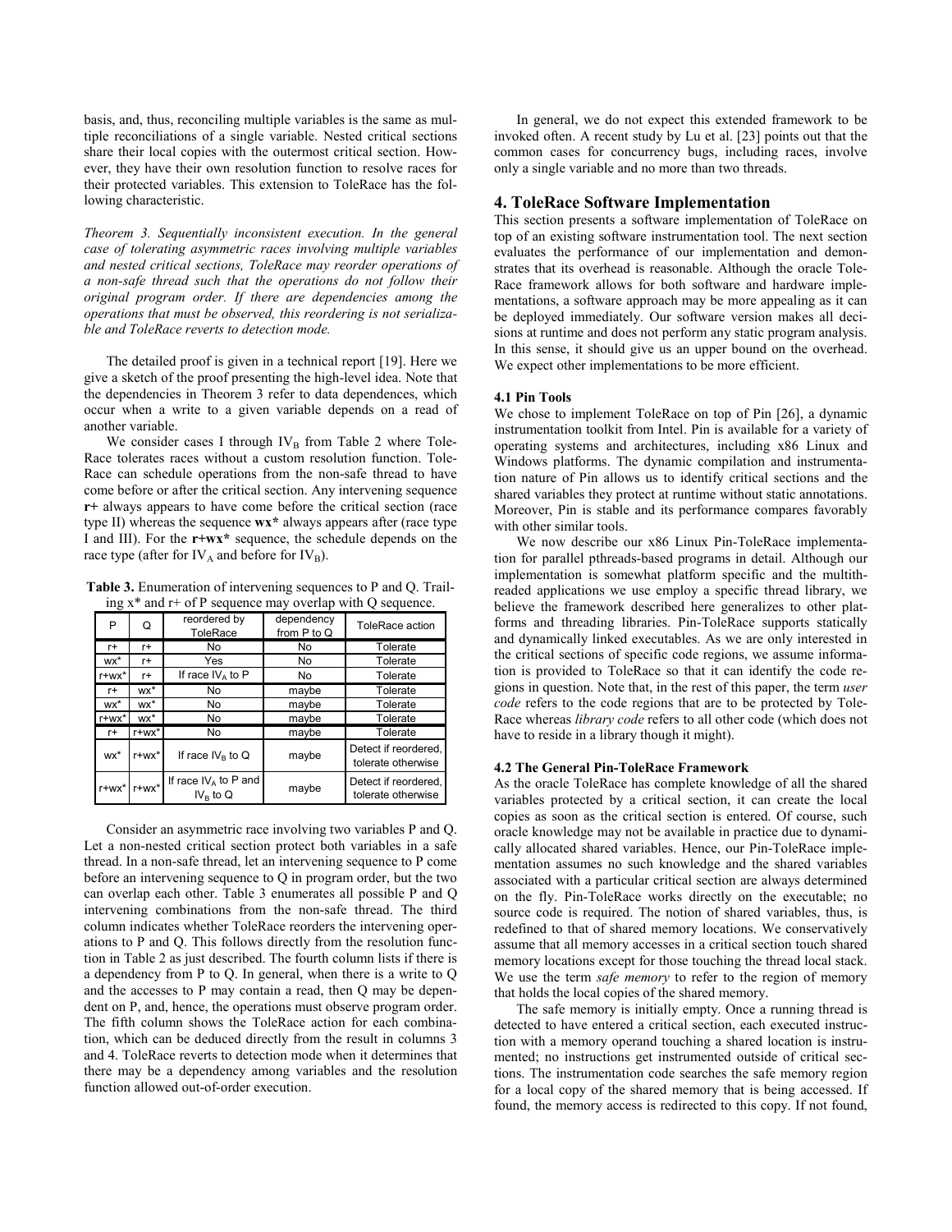basis, and, thus, reconciling multiple variables is the same as multiple reconciliations of a single variable. Nested critical sections share their local copies with the outermost critical section. However, they have their own resolution function to resolve races for their protected variables. This extension to ToleRace has the following characteristic.

*Theorem 3. Sequentially inconsistent execution. In the general case of tolerating asymmetric races involving multiple variables and nested critical sections, ToleRace may reorder operations of a non-safe thread such that the operations do not follow their original program order. If there are dependencies among the operations that must be observed, this reordering is not serializable and ToleRace reverts to detection mode.*

The detailed proof is given in a technical report [19]. Here we give a sketch of the proof presenting the high-level idea. Note that the dependencies in Theorem 3 refer to data dependences, which occur when a write to a given variable depends on a read of another variable.

We consider cases I through $IV_B$ from Table 2 where ToleRace tolerates races without a custom resolution function. ToleRace can schedule operations from the non-safe thread to have come before or after the critical section. Any intervening sequence **r+** always appears to have come before the critical section (race type II) whereas the sequence **wx*** always appears after (race type I and III). For the **r+wx*** sequence, the schedule depends on the race type (after for $IV_A$ and before for $IV_B$).

**Table 3.** Enumeration of intervening sequences to P and Q. Trailing x* and r+ of P sequence may overlap with Q sequence.

| P | Q | reordered by ToleRace | dependency from P to Q | ToleRace action |
|---|---|---|---|---|
| r+ | r+ | No | No | Tolerate |
| wx* | r+ | Yes | No | Tolerate |
| r+wx* | r+ | If race $IV_A$ to P | No | Tolerate |
| r+ | wx* | No | maybe | Tolerate |
| wx* | wx* | No | maybe | Tolerate |
| r+wx* | wx* | No | maybe | Tolerate |
| r+ | r+wx* | No | maybe | Tolerate |
| wx* | r+wx* | If race $IV_B$ to Q | maybe | Detect if reordered, tolerate otherwise |
| r+wx* | r+wx* | If race $IV_A$ to P and $IV_B$ to Q | maybe | Detect if reordered, tolerate otherwise |

Consider an asymmetric race involving two variables P and Q. Let a non-nested critical section protect both variables in a safe thread. In a non-safe thread, let an intervening sequence to P come before an intervening sequence to Q in program order, but the two can overlap each other. Table 3 enumerates all possible P and Q intervening combinations from the non-safe thread. The third column indicates whether ToleRace reorders the intervening operations to P and Q. This follows directly from the resolution function in Table 2 as just described. The fourth column lists if there is a dependency from P to Q. In general, when there is a write to Q and the accesses to P may contain a read, then Q may be dependent on P, and, hence, the operations must observe program order. The fifth column shows the ToleRace action for each combination, which can be deduced directly from the result in columns 3 and 4. ToleRace reverts to detection mode when it determines that there may be a dependency among variables and the resolution function allowed out-of-order execution.

In general, we do not expect this extended framework to be invoked often. A recent study by Lu et al. [23] points out that the common cases for concurrency bugs, including races, involve only a single variable and no more than two threads.

## 4. ToleRace Software Implementation

This section presents a software implementation of ToleRace on top of an existing software instrumentation tool. The next section evaluates the performance of our implementation and demonstrates that its overhead is reasonable. Although the oracle ToleRace framework allows for both software and hardware implementations, a software approach may be more appealing as it can be deployed immediately. Our software version makes all decisions at runtime and does not perform any static program analysis. In this sense, it should give us an upper bound on the overhead. We expect other implementations to be more efficient.

### 4.1 Pin Tools

We chose to implement ToleRace on top of Pin [26], a dynamic instrumentation toolkit from Intel. Pin is available for a variety of operating systems and architectures, including x86 Linux and Windows platforms. The dynamic compilation and instrumentation nature of Pin allows us to identify critical sections and the shared variables they protect at runtime without static annotations. Moreover, Pin is stable and its performance compares favorably with other similar tools.

We now describe our x86 Linux Pin-ToleRace implementation for parallel pthreads-based programs in detail. Although our implementation is somewhat platform specific and the multithreaded applications we use employ a specific thread library, we believe the framework described here generalizes to other platforms and threading libraries. Pin-ToleRace supports statically and dynamically linked executables. As we are only interested in the critical sections of specific code regions, we assume information is provided to ToleRace so that it can identify the code regions in question. Note that, in the rest of this paper, the term *user code* refers to the code regions that are to be protected by ToleRace whereas *library code* refers to all other code (which does not have to reside in a library though it might).

### 4.2 The General Pin-ToleRace Framework

As the oracle ToleRace has complete knowledge of all the shared variables protected by a critical section, it can create the local copies as soon as the critical section is entered. Of course, such oracle knowledge may not be available in practice due to dynamically allocated shared variables. Hence, our Pin-ToleRace implementation assumes no such knowledge and the shared variables associated with a particular critical section are always determined on the fly. Pin-ToleRace works directly on the executable; no source code is required. The notion of shared variables, thus, is redefined to that of shared memory locations. We conservatively assume that all memory accesses in a critical section touch shared memory locations except for those touching the thread local stack. We use the term *safe memory* to refer to the region of memory that holds the local copies of the shared memory.

The safe memory is initially empty. Once a running thread is detected to have entered a critical section, each executed instruction with a memory operand touching a shared location is instrumented; no instructions get instrumented outside of critical sections. The instrumentation code searches the safe memory region for a local copy of the shared memory that is being accessed. If found, the memory access is redirected to this copy. If not found,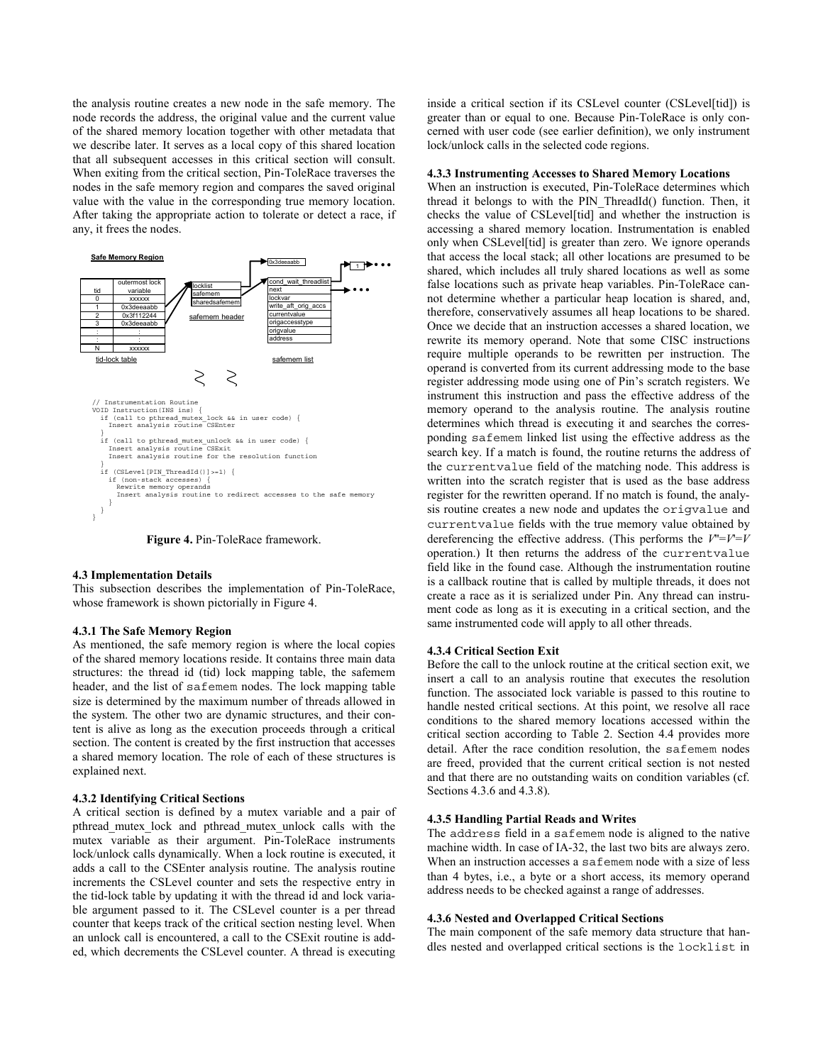the analysis routine creates a new node in the safe memory. The node records the address, the original value and the current value of the shared memory location together with other metadata that we describe later. It serves as a local copy of this shared location that all subsequent accesses in this critical section will consult. When exiting from the critical section, Pin-ToleRace traverses the nodes in the safe memory region and compares the saved original value with the value in the corresponding true memory location. After taking the appropriate action to tolerate or detect a race, if any, it frees the nodes.

**Safe Memory Region**

| tid | outermost lock variable |
|---|---|
| 0 | xxxxxx |
| 1 | 0x3deeaabb |
| 2 | 0x3f112244 |
| 3 | 0x3deeaabb |
| : | : |
| : | : |
| N | xxxxxx |

tid-lock table

locklist
safemem
sharedsafemem

safemem header

0x3deeaabb

1

cond_wait_threadlist
next
lockvar
write_aft_orig_accs
currentvalue
origaccesstype
origvalue
address

safemem list

```
// Instrumentation Routine
VOID Instruction(INS ins) {
  if (call to pthread_mutex_lock && in user code) {
    Insert analysis routine CSEnter
  }
  if (call to pthread_mutex_unlock && in user code) {
    Insert analysis routine CSExit
    Insert analysis routine for the resolution function
  }
  if (CSLevel[PIN_ThreadId()]>=1) {
    if (non-stack accesses) {
      Rewrite memory operands
      Insert analysis routine to redirect accesses to the safe memory
    }
  }
}
```

**Figure 4.** Pin-ToleRace framework.

#### 4.3 Implementation Details

This subsection describes the implementation of Pin-ToleRace, whose framework is shown pictorially in Figure 4.

#### 4.3.1 The Safe Memory Region

As mentioned, the safe memory region is where the local copies of the shared memory locations reside. It contains three main data structures: the thread id (tid) lock mapping table, the safemem header, and the list of safemem nodes. The lock mapping table size is determined by the maximum number of threads allowed in the system. The other two are dynamic structures, and their content is alive as long as the execution proceeds through a critical section. The content is created by the first instruction that accesses a shared memory location. The role of each of these structures is explained next.

#### 4.3.2 Identifying Critical Sections

A critical section is defined by a mutex variable and a pair of pthread_mutex_lock and pthread_mutex_unlock calls with the mutex variable as their argument. Pin-ToleRace instruments lock/unlock calls dynamically. When a lock routine is executed, it adds a call to the CSEnter analysis routine. The analysis routine increments the CSLevel counter and sets the respective entry in the tid-lock table by updating it with the thread id and lock variable argument passed to it. The CSLevel counter is a per thread counter that keeps track of the critical section nesting level. When an unlock call is encountered, a call to the CSExit routine is added, which decrements the CSLevel counter. A thread is executing inside a critical section if its CSLevel counter (CSLevel[tid]) is greater than or equal to one. Because Pin-ToleRace is only concerned with user code (see earlier definition), we only instrument lock/unlock calls in the selected code regions.

#### 4.3.3 Instrumenting Accesses to Shared Memory Locations

When an instruction is executed, Pin-ToleRace determines which thread it belongs to with the PIN_ThreadId() function. Then, it checks the value of CSLevel[tid] and whether the instruction is accessing a shared memory location. Instrumentation is enabled only when CSLevel[tid] is greater than zero. We ignore operands that access the local stack; all other locations are presumed to be shared, which includes all truly shared locations as well as some false locations such as private heap variables. Pin-ToleRace cannot determine whether a particular heap location is shared, and, therefore, conservatively assumes all heap locations to be shared. Once we decide that an instruction accesses a shared location, we rewrite its memory operand. Note that some CISC instructions require multiple operands to be rewritten per instruction. The operand is converted from its current addressing mode to the base register addressing mode using one of Pin's scratch registers. We instrument this instruction and pass the effective address of the memory operand to the analysis routine. The analysis routine determines which thread is executing it and searches the corresponding safemem linked list using the effective address as the search key. If a match is found, the routine returns the address of the currentvalue field of the matching node. This address is written into the scratch register that is used as the base address register for the rewritten operand. If no match is found, the analysis routine creates a new node and updates the origvalue and currentvalue fields with the true memory value obtained by dereferencing the effective address. (This performs the $V''=V'=V$ operation.) It then returns the address of the currentvalue field like in the found case. Although the instrumentation routine is a callback routine that is called by multiple threads, it does not create a race as it is serialized under Pin. Any thread can instrument code as long as it is executing in a critical section, and the same instrumented code will apply to all other threads.

#### 4.3.4 Critical Section Exit

Before the call to the unlock routine at the critical section exit, we insert a call to an analysis routine that executes the resolution function. The associated lock variable is passed to this routine to handle nested critical sections. At this point, we resolve all race conditions to the shared memory locations accessed within the critical section according to Table 2. Section 4.4 provides more detail. After the race condition resolution, the safemem nodes are freed, provided that the current critical section is not nested and that there are no outstanding waits on condition variables (cf. Sections 4.3.6 and 4.3.8).

#### 4.3.5 Handling Partial Reads and Writes

The address field in a safemem node is aligned to the native machine width. In case of IA-32, the last two bits are always zero. When an instruction accesses a safemem node with a size of less than 4 bytes, i.e., a byte or a short access, its memory operand address needs to be checked against a range of addresses.

#### 4.3.6 Nested and Overlapped Critical Sections

The main component of the safe memory data structure that handles nested and overlapped critical sections is the locklist in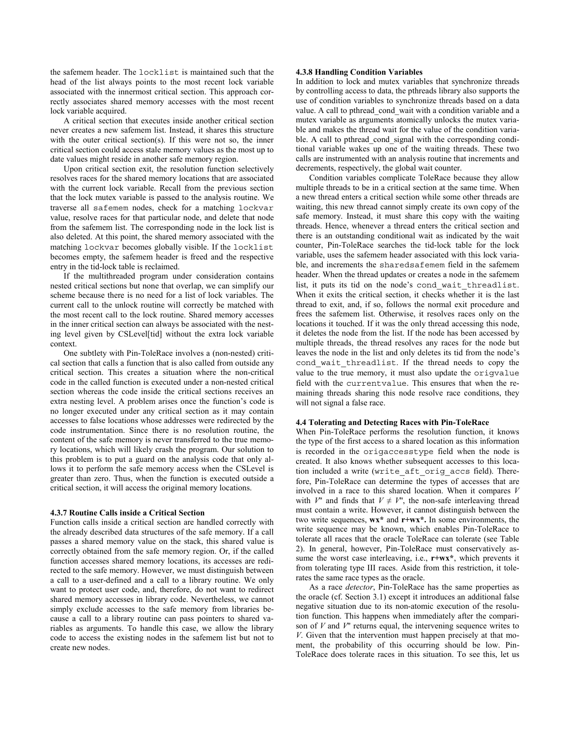the safemem header. The locklist is maintained such that the head of the list always points to the most recent lock variable associated with the innermost critical section. This approach correctly associates shared memory accesses with the most recent lock variable acquired.

A critical section that executes inside another critical section never creates a new safemem list. Instead, it shares this structure with the outer critical section(s). If this were not so, the inner critical section could access stale memory values as the most up to date values might reside in another safe memory region.

Upon critical section exit, the resolution function selectively resolves races for the shared memory locations that are associated with the current lock variable. Recall from the previous section that the lock mutex variable is passed to the analysis routine. We traverse all safemem nodes, check for a matching lockvar value, resolve races for that particular node, and delete that node from the safemem list. The corresponding node in the lock list is also deleted. At this point, the shared memory associated with the matching lockvar becomes globally visible. If the locklist becomes empty, the safemem header is freed and the respective entry in the tid-lock table is reclaimed.

If the multithreaded program under consideration contains nested critical sections but none that overlap, we can simplify our scheme because there is no need for a list of lock variables. The current call to the unlock routine will correctly be matched with the most recent call to the lock routine. Shared memory accesses in the inner critical section can always be associated with the nesting level given by CSLevel[tid] without the extra lock variable context.

One subtlety with Pin-ToleRace involves a (non-nested) critical section that calls a function that is also called from outside any critical section. This creates a situation where the non-critical code in the called function is executed under a non-nested critical section whereas the code inside the critical sections receives an extra nesting level. A problem arises once the function's code is no longer executed under any critical section as it may contain accesses to false locations whose addresses were redirected by the code instrumentation. Since there is no resolution routine, the content of the safe memory is never transferred to the true memory locations, which will likely crash the program. Our solution to this problem is to put a guard on the analysis code that only allows it to perform the safe memory access when the CSLevel is greater than zero. Thus, when the function is executed outside a critical section, it will access the original memory locations.

#### 4.3.7 Routine Calls inside a Critical Section

Function calls inside a critical section are handled correctly with the already described data structures of the safe memory. If a call passes a shared memory value on the stack, this shared value is correctly obtained from the safe memory region. Or, if the called function accesses shared memory locations, its accesses are redirected to the safe memory. However, we must distinguish between a call to a user-defined and a call to a library routine. We only want to protect user code, and, therefore, do not want to redirect shared memory accesses in library code. Nevertheless, we cannot simply exclude accesses to the safe memory from libraries because a call to a library routine can pass pointers to shared variables as arguments. To handle this case, we allow the library code to access the existing nodes in the safemem list but not to create new nodes.

#### 4.3.8 Handling Condition Variables

In addition to lock and mutex variables that synchronize threads by controlling access to data, the pthreads library also supports the use of condition variables to synchronize threads based on a data value. A call to pthread_cond_wait with a condition variable and a mutex variable as arguments atomically unlocks the mutex variable and makes the thread wait for the value of the condition variable. A call to pthread_cond_signal with the corresponding conditional variable wakes up one of the waiting threads. These two calls are instrumented with an analysis routine that increments and decrements, respectively, the global wait counter.

Condition variables complicate ToleRace because they allow multiple threads to be in a critical section at the same time. When a new thread enters a critical section while some other threads are waiting, this new thread cannot simply create its own copy of the safe memory. Instead, it must share this copy with the waiting threads. Hence, whenever a thread enters the critical section and there is an outstanding conditional wait as indicated by the wait counter, Pin-ToleRace searches the tid-lock table for the lock variable, uses the safemem header associated with this lock variable, and increments the sharedsafemem field in the safemem header. When the thread updates or creates a node in the safemem list, it puts its tid on the node's cond_wait_threadlist. When it exits the critical section, it checks whether it is the last thread to exit, and, if so, follows the normal exit procedure and frees the safemem list. Otherwise, it resolves races only on the locations it touched. If it was the only thread accessing this node, it deletes the node from the list. If the node has been accessed by multiple threads, the thread resolves any races for the node but leaves the node in the list and only deletes its tid from the node's cond_wait_threadlist. If the thread needs to copy the value to the true memory, it must also update the origvalue field with the currentvalue. This ensures that when the remaining threads sharing this node resolve race conditions, they will not signal a false race.

### 4.4 Tolerating and Detecting Races with Pin-ToleRace

When Pin-ToleRace performs the resolution function, it knows the type of the first access to a shared location as this information is recorded in the origaccesstype field when the node is created. It also knows whether subsequent accesses to this location included a write (write_aft_orig_accs field). Therefore, Pin-ToleRace can determine the types of accesses that are involved in a race to this shared location. When it compares $V$ with $V''$ and finds that $V \neq V''$, the non-safe interleaving thread must contain a write. However, it cannot distinguish between the two write sequences, **wx*** and **r+wx*.** In some environments, the write sequence may be known, which enables Pin-ToleRace to tolerate all races that the oracle ToleRace can tolerate (see Table 2). In general, however, Pin-ToleRace must conservatively assume the worst case interleaving, i.e., **r+wx***, which prevents it from tolerating type III races. Aside from this restriction, it tolerates the same race types as the oracle.

As a race *detector*, Pin-ToleRace has the same properties as the oracle (cf. Section 3.1) except it introduces an additional false negative situation due to its non-atomic execution of the resolution function. This happens when immediately after the comparison of $V$ and $V''$ returns equal, the intervening sequence writes to $V$. Given that the intervention must happen precisely at that moment, the probability of this occurring should be low. Pin-ToleRace does tolerate races in this situation. To see this, let us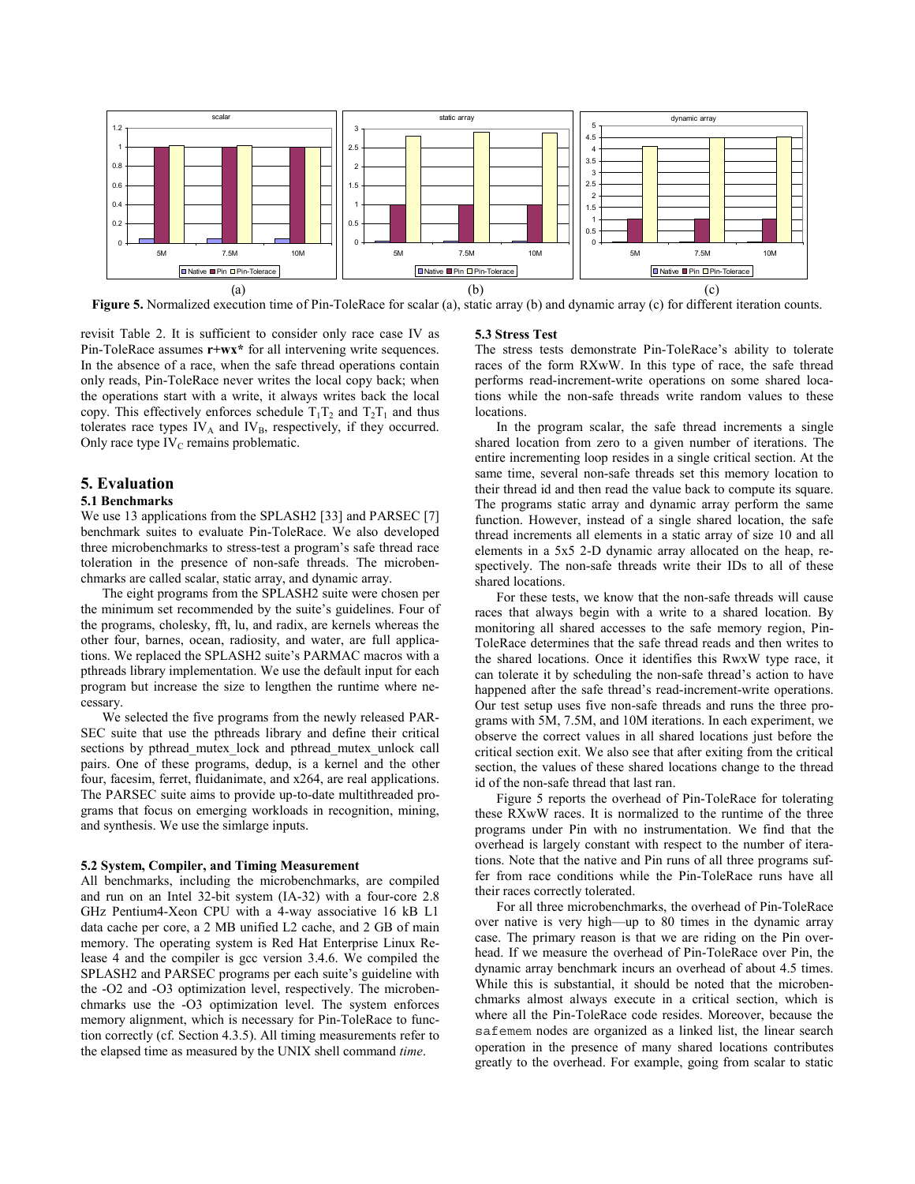**Figure 5.** Normalized execution time of Pin-ToleRace for scalar (a), static array (b) and dynamic array (c) for different iteration counts.

revisit Table 2. It is sufficient to consider only race case IV as Pin-ToleRace assumes **r+wx*** for all intervening write sequences. In the absence of a race, when the safe thread operations contain only reads, Pin-ToleRace never writes the local copy back; when the operations start with a write, it always writes back the local copy. This effectively enforces schedule $T_1T_2$ and $T_2T_1$ and thus tolerates race types $IV_A$ and $IV_B$, respectively, if they occurred. Only race type $IV_C$ remains problematic.

# 5. Evaluation

## 5.1 Benchmarks

We use 13 applications from the SPLASH2 [33] and PARSEC [7] benchmark suites to evaluate Pin-ToleRace. We also developed three microbenchmarks to stress-test a program's safe thread race toleration in the presence of non-safe threads. The microbenchmarks are called scalar, static array, and dynamic array.

The eight programs from the SPLASH2 suite were chosen per the minimum set recommended by the suite's guidelines. Four of the programs, cholesky, fft, lu, and radix, are kernels whereas the other four, barnes, ocean, radiosity, and water, are full applications. We replaced the SPLASH2 suite's PARMAC macros with a pthreads library implementation. We use the default input for each program but increase the size to lengthen the runtime where necessary.

We selected the five programs from the newly released PARSEC suite that use the pthreads library and define their critical sections by pthread_mutex_lock and pthread_mutex_unlock call pairs. One of these programs, dedup, is a kernel and the other four, facesim, ferret, fluidanimate, and x264, are real applications. The PARSEC suite aims to provide up-to-date multithreaded programs that focus on emerging workloads in recognition, mining, and synthesis. We use the simlarge inputs.

## 5.2 System, Compiler, and Timing Measurement

All benchmarks, including the microbenchmarks, are compiled and run on an Intel 32-bit system (IA-32) with a four-core 2.8 GHz Pentium4-Xeon CPU with a 4-way associative 16 kB L1 data cache per core, a 2 MB unified L2 cache, and 2 GB of main memory. The operating system is Red Hat Enterprise Linux Release 4 and the compiler is gcc version 3.4.6. We compiled the SPLASH2 and PARSEC programs per each suite's guideline with the -O2 and -O3 optimization level, respectively. The microbenchmarks use the -O3 optimization level. The system enforces memory alignment, which is necessary for Pin-ToleRace to function correctly (cf. Section 4.3.5). All timing measurements refer to the elapsed time as measured by the UNIX shell command *time*.

## 5.3 Stress Test

The stress tests demonstrate Pin-ToleRace's ability to tolerate races of the form RXwW. In this type of race, the safe thread performs read-increment-write operations on some shared locations while the non-safe threads write random values to these locations.

In the program scalar, the safe thread increments a single shared location from zero to a given number of iterations. The entire incrementing loop resides in a single critical section. At the same time, several non-safe threads set this memory location to their thread id and then read the value back to compute its square. The programs static array and dynamic array perform the same function. However, instead of a single shared location, the safe thread increments all elements in a static array of size 10 and all elements in a 5x5 2-D dynamic array allocated on the heap, respectively. The non-safe threads write their IDs to all of these shared locations.

For these tests, we know that the non-safe threads will cause races that always begin with a write to a shared location. By monitoring all shared accesses to the safe memory region, Pin-ToleRace determines that the safe thread reads and then writes to the shared locations. Once it identifies this RwxW type race, it can tolerate it by scheduling the non-safe thread's action to have happened after the safe thread's read-increment-write operations. Our test setup uses five non-safe threads and runs the three programs with 5M, 7.5M, and 10M iterations. In each experiment, we observe the correct values in all shared locations just before the critical section exit. We also see that after exiting from the critical section, the values of these shared locations change to the thread id of the non-safe thread that last ran.

Figure 5 reports the overhead of Pin-ToleRace for tolerating these RXwW races. It is normalized to the runtime of the three programs under Pin with no instrumentation. We find that the overhead is largely constant with respect to the number of iterations. Note that the native and Pin runs of all three programs suffer from race conditions while the Pin-ToleRace runs have all their races correctly tolerated.

For all three microbenchmarks, the overhead of Pin-ToleRace over native is very high—up to 80 times in the dynamic array case. The primary reason is that we are riding on the Pin overhead. If we measure the overhead of Pin-ToleRace over Pin, the dynamic array benchmark incurs an overhead of about 4.5 times. While this is substantial, it should be noted that the microbenchmarks almost always execute in a critical section, which is where all the Pin-ToleRace code resides. Moreover, because the `safemem` nodes are organized as a linked list, the linear search operation in the presence of many shared locations contributes greatly to the overhead. For example, going from scalar to static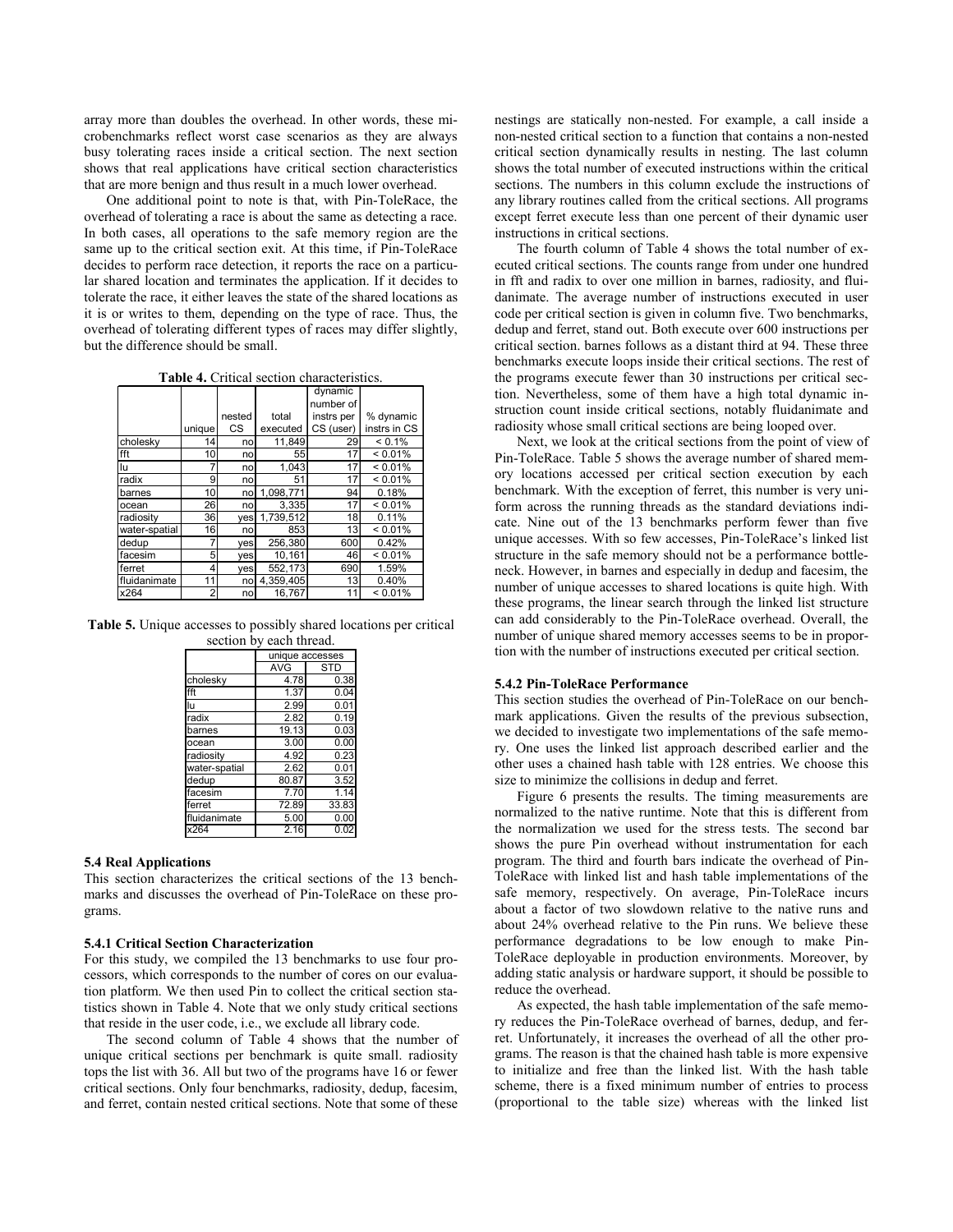array more than doubles the overhead. In other words, these microbenchmarks reflect worst case scenarios as they are always busy tolerating races inside a critical section. The next section shows that real applications have critical section characteristics that are more benign and thus result in a much lower overhead.

One additional point to note is that, with Pin-ToleRace, the overhead of tolerating a race is about the same as detecting a race. In both cases, all operations to the safe memory region are the same up to the critical section exit. At this time, if Pin-ToleRace decides to perform race detection, it reports the race on a particular shared location and terminates the application. If it decides to tolerate the race, it either leaves the state of the shared locations as it is or writes to them, depending on the type of race. Thus, the overhead of tolerating different types of races may differ slightly, but the difference should be small.

**Table 4.** Critical section characteristics.

| | unique | nested CS | total executed | dynamic number of instrs per CS (user) | % dynamic instrs in CS |
|---|---|---|---|---|---|
| cholesky | 14 | no | 11,849 | 29 | < 0.1% |
| fft | 10 | no | 55 | 17 | < 0.01% |
| lu | 7 | no | 1,043 | 17 | < 0.01% |
| radix | 9 | no | 51 | 17 | < 0.01% |
| barnes | 10 | no | 1,098,771 | 94 | 0.18% |
| ocean | 26 | no | 3,335 | 17 | < 0.01% |
| radiosity | 36 | yes | 1,739,512 | 18 | 0.11% |
| water-spatial | 16 | no | 853 | 13 | < 0.01% |
| dedup | 7 | yes | 256,380 | 600 | 0.42% |
| facesim | 5 | yes | 10,161 | 46 | < 0.01% |
| ferret | 4 | yes | 552,173 | 690 | 1.59% |
| fluidanimate | 11 | no | 4,359,405 | 13 | 0.40% |
| x264 | 2 | no | 16,767 | 11 | < 0.01% |

**Table 5.** Unique accesses to possibly shared locations per critical section by each thread.

| | unique accesses | |
|---|---|---|
| | AVG | STD |
| cholesky | 4.78 | 0.38 |
| fft | 1.37 | 0.04 |
| lu | 2.99 | 0.01 |
| radix | 2.82 | 0.19 |
| barnes | 19.13 | 0.03 |
| ocean | 3.00 | 0.00 |
| radiosity | 4.92 | 0.23 |
| water-spatial | 2.62 | 0.01 |
| dedup | 80.87 | 3.52 |
| facesim | 7.70 | 1.14 |
| ferret | 72.89 | 33.83 |
| fluidanimate | 5.00 | 0.00 |
| x264 | 2.16 | 0.02 |

### 5.4 Real Applications

This section characterizes the critical sections of the 13 benchmarks and discusses the overhead of Pin-ToleRace on these programs.

#### 5.4.1 Critical Section Characterization

For this study, we compiled the 13 benchmarks to use four processors, which corresponds to the number of cores on our evaluation platform. We then used Pin to collect the critical section statistics shown in Table 4. Note that we only study critical sections that reside in the user code, i.e., we exclude all library code.

The second column of Table 4 shows that the number of unique critical sections per benchmark is quite small. radiosity tops the list with 36. All but two of the programs have 16 or fewer critical sections. Only four benchmarks, radiosity, dedup, facesim, and ferret, contain nested critical sections. Note that some of these nestings are statically non-nested. For example, a call inside a non-nested critical section to a function that contains a non-nested critical section dynamically results in nesting. The last column shows the total number of executed instructions within the critical sections. The numbers in this column exclude the instructions of any library routines called from the critical sections. All programs except ferret execute less than one percent of their dynamic user instructions in critical sections.

The fourth column of Table 4 shows the total number of executed critical sections. The counts range from under one hundred in fft and radix to over one million in barnes, radiosity, and fluidanimate. The average number of instructions executed in user code per critical section is given in column five. Two benchmarks, dedup and ferret, stand out. Both execute over 600 instructions per critical section. barnes follows as a distant third at 94. These three benchmarks execute loops inside their critical sections. The rest of the programs execute fewer than 30 instructions per critical section. Nevertheless, some of them have a high total dynamic instruction count inside critical sections, notably fluidanimate and radiosity whose small critical sections are being looped over.

Next, we look at the critical sections from the point of view of Pin-ToleRace. Table 5 shows the average number of shared memory locations accessed per critical section execution by each benchmark. With the exception of ferret, this number is very uniform across the running threads as the standard deviations indicate. Nine out of the 13 benchmarks perform fewer than five unique accesses. With so few accesses, Pin-ToleRace's linked list structure in the safe memory should not be a performance bottleneck. However, in barnes and especially in dedup and facesim, the number of unique accesses to shared locations is quite high. With these programs, the linear search through the linked list structure can add considerably to the Pin-ToleRace overhead. Overall, the number of unique shared memory accesses seems to be in proportion with the number of instructions executed per critical section.

#### 5.4.2 Pin-ToleRace Performance

This section studies the overhead of Pin-ToleRace on our benchmark applications. Given the results of the previous subsection, we decided to investigate two implementations of the safe memory. One uses the linked list approach described earlier and the other uses a chained hash table with 128 entries. We choose this size to minimize the collisions in dedup and ferret.

Figure 6 presents the results. The timing measurements are normalized to the native runtime. Note that this is different from the normalization we used for the stress tests. The second bar shows the pure Pin overhead without instrumentation for each program. The third and fourth bars indicate the overhead of Pin-ToleRace with linked list and hash table implementations of the safe memory, respectively. On average, Pin-ToleRace incurs about a factor of two slowdown relative to the native runs and about 24% overhead relative to the Pin runs. We believe these performance degradations to be low enough to make Pin-ToleRace deployable in production environments. Moreover, by adding static analysis or hardware support, it should be possible to reduce the overhead.

As expected, the hash table implementation of the safe memory reduces the Pin-ToleRace overhead of barnes, dedup, and ferret. Unfortunately, it increases the overhead of all the other programs. The reason is that the chained hash table is more expensive to initialize and free than the linked list. With the hash table scheme, there is a fixed minimum number of entries to process (proportional to the table size) whereas with the linked list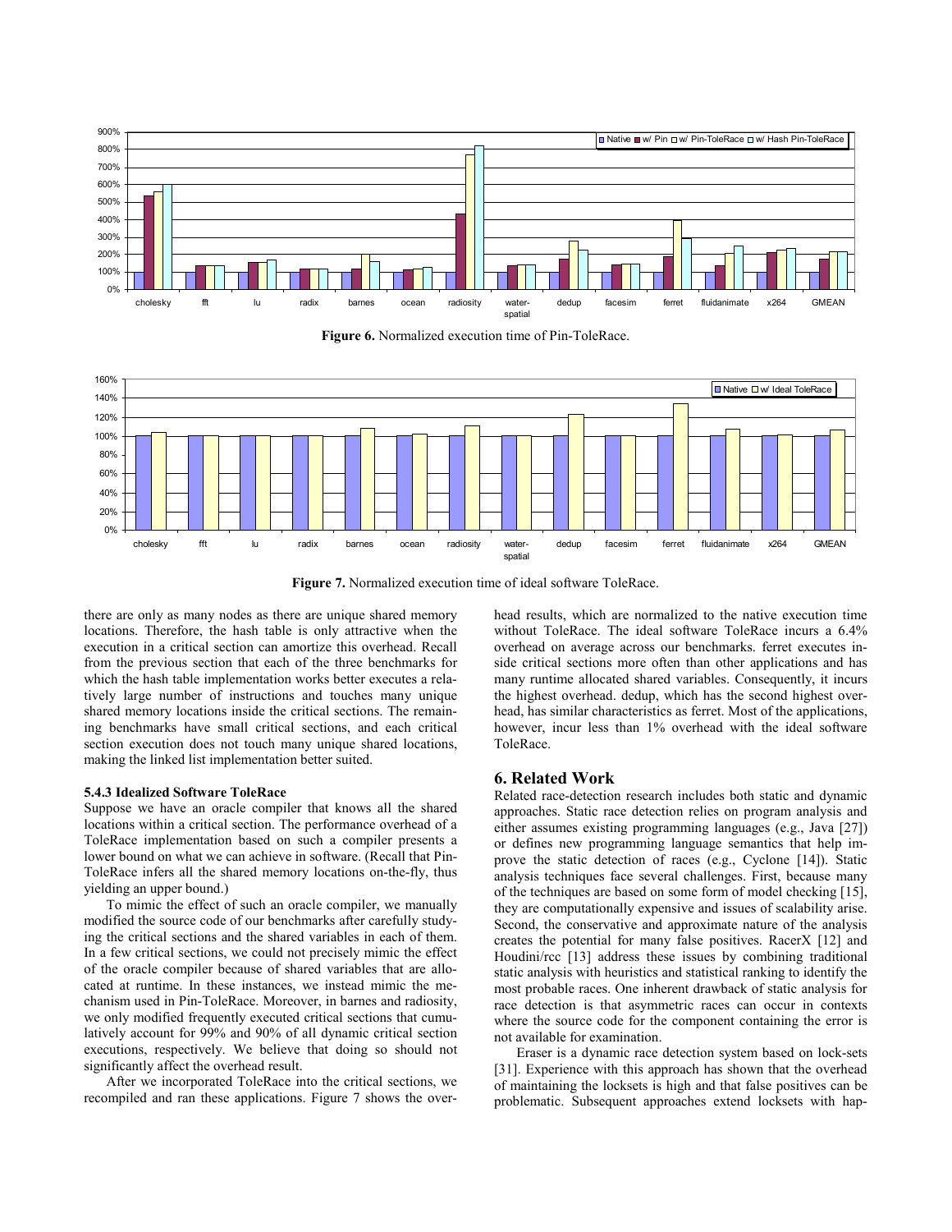**Figure 6.** Normalized execution time of Pin-ToleRace.

**Figure 7.** Normalized execution time of ideal software ToleRace.

there are only as many nodes as there are unique shared memory locations. Therefore, the hash table is only attractive when the execution in a critical section can amortize this overhead. Recall from the previous section that each of the three benchmarks for which the hash table implementation works better executes a relatively large number of instructions and touches many unique shared memory locations inside the critical sections. The remaining benchmarks have small critical sections, and each critical section execution does not touch many unique shared locations, making the linked list implementation better suited.

#### 5.4.3 Idealized Software ToleRace

Suppose we have an oracle compiler that knows all the shared locations within a critical section. The performance overhead of a ToleRace implementation based on such a compiler presents a lower bound on what we can achieve in software. (Recall that Pin-ToleRace infers all the shared memory locations on-the-fly, thus yielding an upper bound.)

To mimic the effect of such an oracle compiler, we manually modified the source code of our benchmarks after carefully studying the critical sections and the shared variables in each of them. In a few critical sections, we could not precisely mimic the effect of the oracle compiler because of shared variables that are allocated at runtime. In these instances, we instead mimic the mechanism used in Pin-ToleRace. Moreover, in barnes and radiosity, we only modified frequently executed critical sections that cumulatively account for 99% and 90% of all dynamic critical section executions, respectively. We believe that doing so should not significantly affect the overhead result.

After we incorporated ToleRace into the critical sections, we recompiled and ran these applications. Figure 7 shows the overhead results, which are normalized to the native execution time without ToleRace. The ideal software ToleRace incurs a 6.4% overhead on average across our benchmarks. ferret executes inside critical sections more often than other applications and has many runtime allocated shared variables. Consequently, it incurs the highest overhead. dedup, which has the second highest overhead, has similar characteristics as ferret. Most of the applications, however, incur less than 1% overhead with the ideal software ToleRace.

## 6. Related Work

Related race-detection research includes both static and dynamic approaches. Static race detection relies on program analysis and either assumes existing programming languages (e.g., Java [27]) or defines new programming language semantics that help improve the static detection of races (e.g., Cyclone [14]). Static analysis techniques face several challenges. First, because many of the techniques are based on some form of model checking [15], they are computationally expensive and issues of scalability arise. Second, the conservative and approximate nature of the analysis creates the potential for many false positives. RacerX [12] and Houdini/rcc [13] address these issues by combining traditional static analysis with heuristics and statistical ranking to identify the most probable races. One inherent drawback of static analysis for race detection is that asymmetric races can occur in contexts where the source code for the component containing the error is not available for examination.

Eraser is a dynamic race detection system based on lock-sets [31]. Experience with this approach has shown that the overhead of maintaining the locksets is high and that false positives can be problematic. Subsequent approaches extend locksets with hap-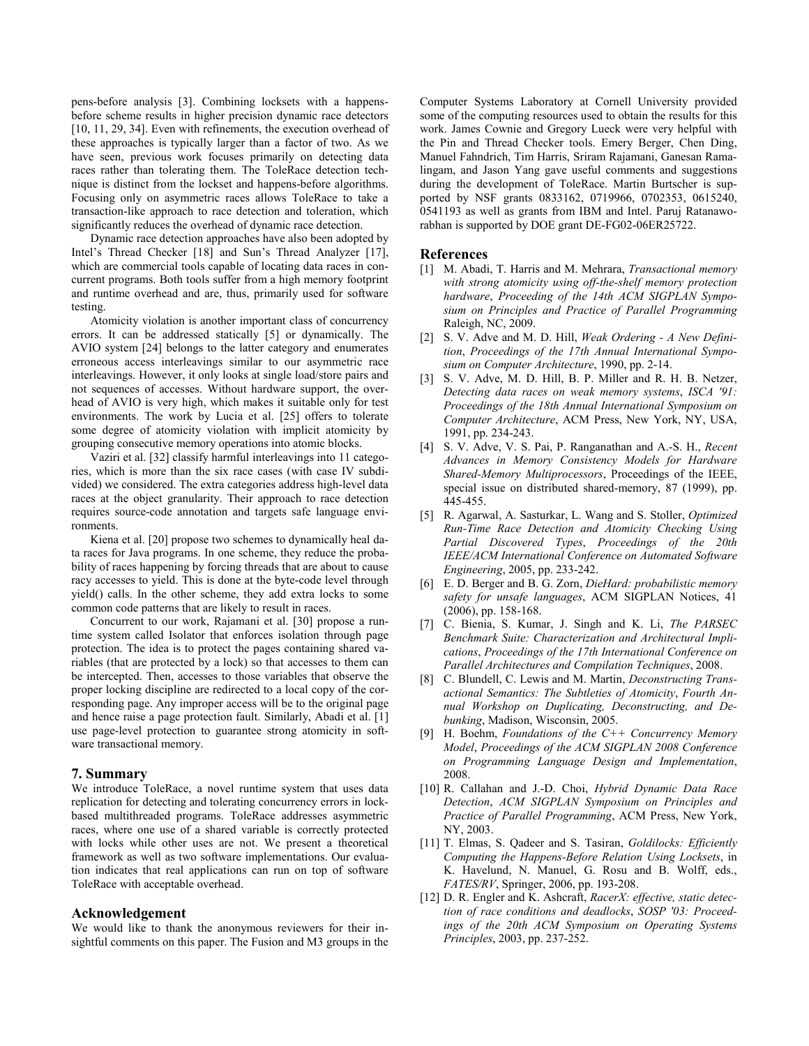pens-before analysis [3]. Combining locksets with a happens-before scheme results in higher precision dynamic race detectors [10, 11, 29, 34]. Even with refinements, the execution overhead of these approaches is typically larger than a factor of two. As we have seen, previous work focuses primarily on detecting data races rather than tolerating them. The ToleRace detection technique is distinct from the lockset and happens-before algorithms. Focusing only on asymmetric races allows ToleRace to take a transaction-like approach to race detection and toleration, which significantly reduces the overhead of dynamic race detection.

Dynamic race detection approaches have also been adopted by Intel's Thread Checker [18] and Sun's Thread Analyzer [17], which are commercial tools capable of locating data races in concurrent programs. Both tools suffer from a high memory footprint and runtime overhead and are, thus, primarily used for software testing.

Atomicity violation is another important class of concurrency errors. It can be addressed statically [5] or dynamically. The AVIO system [24] belongs to the latter category and enumerates erroneous access interleavings similar to our asymmetric race interleavings. However, it only looks at single load/store pairs and not sequences of accesses. Without hardware support, the overhead of AVIO is very high, which makes it suitable only for test environments. The work by Lucia et al. [25] offers to tolerate some degree of atomicity violation with implicit atomicity by grouping consecutive memory operations into atomic blocks.

Vaziri et al. [32] classify harmful interleavings into 11 categories, which is more than the six race cases (with case IV subdivided) we considered. The extra categories address high-level data races at the object granularity. Their approach to race detection requires source-code annotation and targets safe language environments.

Kiena et al. [20] propose two schemes to dynamically heal data races for Java programs. In one scheme, they reduce the probability of races happening by forcing threads that are about to cause racy accesses to yield. This is done at the byte-code level through yield() calls. In the other scheme, they add extra locks to some common code patterns that are likely to result in races.

Concurrent to our work, Rajamani et al. [30] propose a runtime system called Isolator that enforces isolation through page protection. The idea is to protect the pages containing shared variables (that are protected by a lock) so that accesses to them can be intercepted. Then, accesses to those variables that observe the proper locking discipline are redirected to a local copy of the corresponding page. Any improper access will be to the original page and hence raise a page protection fault. Similarly, Abadi et al. [1] use page-level protection to guarantee strong atomicity in software transactional memory.

## 7. Summary

We introduce ToleRace, a novel runtime system that uses data replication for detecting and tolerating concurrency errors in lock-based multithreaded programs. ToleRace addresses asymmetric races, where one use of a shared variable is correctly protected with locks while other uses are not. We present a theoretical framework as well as two software implementations. Our evaluation indicates that real applications can run on top of software ToleRace with acceptable overhead.

## Acknowledgement

We would like to thank the anonymous reviewers for their insightful comments on this paper. The Fusion and M3 groups in the Computer Systems Laboratory at Cornell University provided some of the computing resources used to obtain the results for this work. James Cownie and Gregory Lueck were very helpful with the Pin and Thread Checker tools. Emery Berger, Chen Ding, Manuel Fahndrich, Tim Harris, Sriram Rajamani, Ganesan Ramalingam, and Jason Yang gave useful comments and suggestions during the development of ToleRace. Martin Burtscher is supported by NSF grants 0833162, 0719966, 0702353, 0615240, 0541193 as well as grants from IBM and Intel. Paruj Ratanaworabhan is supported by DOE grant DE-FG02-06ER25722.

## References

[1] M. Abadi, T. Harris and M. Mehrara, *Transactional memory with strong atomicity using off-the-shelf memory protection hardware*, *Proceeding of the 14th ACM SIGPLAN Symposium on Principles and Practice of Parallel Programming* Raleigh, NC, 2009.

[2] S. V. Adve and M. D. Hill, *Weak Ordering - A New Definition*, *Proceedings of the 17th Annual International Symposium on Computer Architecture*, 1990, pp. 2-14.

[3] S. V. Adve, M. D. Hill, B. P. Miller and R. H. B. Netzer, *Detecting data races on weak memory systems*, *ISCA '91: Proceedings of the 18th Annual International Symposium on Computer Architecture*, ACM Press, New York, NY, USA, 1991, pp. 234-243.

[4] S. V. Adve, V. S. Pai, P. Ranganathan and A.-S. H., *Recent Advances in Memory Consistency Models for Hardware Shared-Memory Multiprocessors*, Proceedings of the IEEE, special issue on distributed shared-memory, 87 (1999), pp. 445-455.

[5] R. Agarwal, A. Sasturkar, L. Wang and S. Stoller, *Optimized Run-Time Race Detection and Atomicity Checking Using Partial Discovered Types*, *Proceedings of the 20th IEEE/ACM International Conference on Automated Software Engineering*, 2005, pp. 233-242.

[6] E. D. Berger and B. G. Zorn, *DieHard: probabilistic memory safety for unsafe languages*, ACM SIGPLAN Notices, 41 (2006), pp. 158-168.

[7] C. Bienia, S. Kumar, J. Singh and K. Li, *The PARSEC Benchmark Suite: Characterization and Architectural Implications*, *Proceedings of the 17th International Conference on Parallel Architectures and Compilation Techniques*, 2008.

[8] C. Blundell, C. Lewis and M. Martin, *Deconstructing Transactional Semantics: The Subtleties of Atomicity*, *Fourth Annual Workshop on Duplicating, Deconstructing, and Debunking*, Madison, Wisconsin, 2005.

[9] H. Boehm, *Foundations of the C++ Concurrency Memory Model*, *Proceedings of the ACM SIGPLAN 2008 Conference on Programming Language Design and Implementation*, 2008.

[10] R. Callahan and J.-D. Choi, *Hybrid Dynamic Data Race Detection*, *ACM SIGPLAN Symposium on Principles and Practice of Parallel Programming*, ACM Press, New York, NY, 2003.

[11] T. Elmas, S. Qadeer and S. Tasiran, *Goldilocks: Efficiently Computing the Happens-Before Relation Using Locksets*, in K. Havelund, N. Manuel, G. Rosu and B. Wolff, eds., *FATES/RV*, Springer, 2006, pp. 193-208.

[12] D. R. Engler and K. Ashcraft, *RacerX: effective, static detection of race conditions and deadlocks*, *SOSP '03: Proceedings of the 20th ACM Symposium on Operating Systems Principles*, 2003, pp. 237-252.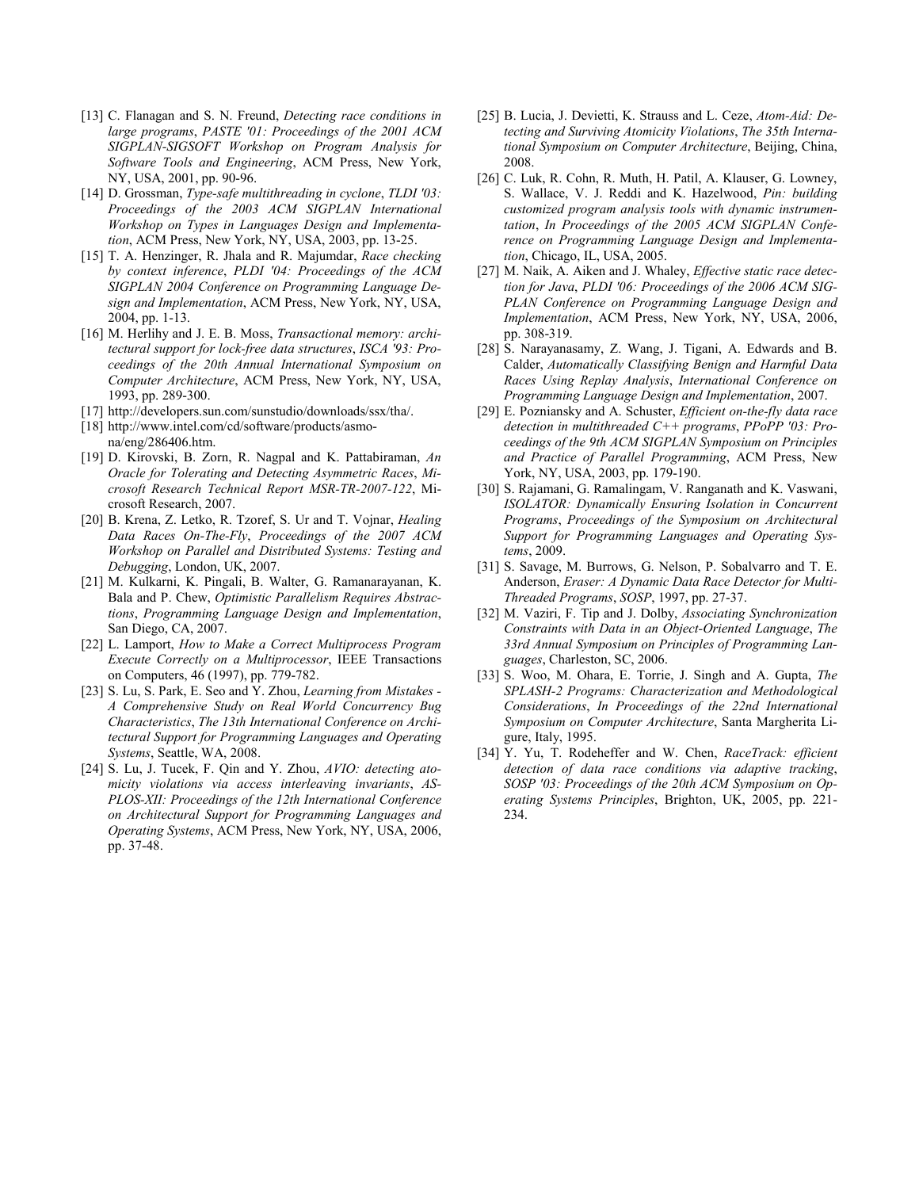[13] C. Flanagan and S. N. Freund, *Detecting race conditions in large programs*, *PASTE '01: Proceedings of the 2001 ACM SIGPLAN-SIGSOFT Workshop on Program Analysis for Software Tools and Engineering*, ACM Press, New York, NY, USA, 2001, pp. 90-96.

[14] D. Grossman, *Type-safe multithreading in cyclone*, *TLDI '03: Proceedings of the 2003 ACM SIGPLAN International Workshop on Types in Languages Design and Implementation*, ACM Press, New York, NY, USA, 2003, pp. 13-25.

[15] T. A. Henzinger, R. Jhala and R. Majumdar, *Race checking by context inference*, *PLDI '04: Proceedings of the ACM SIGPLAN 2004 Conference on Programming Language Design and Implementation*, ACM Press, New York, NY, USA, 2004, pp. 1-13.

[16] M. Herlihy and J. E. B. Moss, *Transactional memory: architectural support for lock-free data structures*, *ISCA '93: Proceedings of the 20th Annual International Symposium on Computer Architecture*, ACM Press, New York, NY, USA, 1993, pp. 289-300.

[17] http://developers.sun.com/sunstudio/downloads/ssx/tha/.

[18] http://www.intel.com/cd/software/products/asmo-na/eng/286406.htm.

[19] D. Kirovski, B. Zorn, R. Nagpal and K. Pattabiraman, *An Oracle for Tolerating and Detecting Asymmetric Races*, *Microsoft Research Technical Report MSR-TR-2007-122*, Microsoft Research, 2007.

[20] B. Krena, Z. Letko, R. Tzoref, S. Ur and T. Vojnar, *Healing Data Races On-The-Fly*, *Proceedings of the 2007 ACM Workshop on Parallel and Distributed Systems: Testing and Debugging*, London, UK, 2007.

[21] M. Kulkarni, K. Pingali, B. Walter, G. Ramanarayanan, K. Bala and P. Chew, *Optimistic Parallelism Requires Abstractions*, *Programming Language Design and Implementation*, San Diego, CA, 2007.

[22] L. Lamport, *How to Make a Correct Multiprocess Program Execute Correctly on a Multiprocessor*, IEEE Transactions on Computers, 46 (1997), pp. 779-782.

[23] S. Lu, S. Park, E. Seo and Y. Zhou, *Learning from Mistakes - A Comprehensive Study on Real World Concurrency Bug Characteristics*, *The 13th International Conference on Architectural Support for Programming Languages and Operating Systems*, Seattle, WA, 2008.

[24] S. Lu, J. Tucek, F. Qin and Y. Zhou, *AVIO: detecting atomicity violations via access interleaving invariants*, *ASPLOS-XII: Proceedings of the 12th International Conference on Architectural Support for Programming Languages and Operating Systems*, ACM Press, New York, NY, USA, 2006, pp. 37-48.

[25] B. Lucia, J. Devietti, K. Strauss and L. Ceze, *Atom-Aid: Detecting and Surviving Atomicity Violations*, *The 35th International Symposium on Computer Architecture*, Beijing, China, 2008.

[26] C. Luk, R. Cohn, R. Muth, H. Patil, A. Klauser, G. Lowney, S. Wallace, V. J. Reddi and K. Hazelwood, *Pin: building customized program analysis tools with dynamic instrumentation*, *In Proceedings of the 2005 ACM SIGPLAN Conference on Programming Language Design and Implementation*, Chicago, IL, USA, 2005.

[27] M. Naik, A. Aiken and J. Whaley, *Effective static race detection for Java*, *PLDI '06: Proceedings of the 2006 ACM SIGPLAN Conference on Programming Language Design and Implementation*, ACM Press, New York, NY, USA, 2006, pp. 308-319.

[28] S. Narayanasamy, Z. Wang, J. Tigani, A. Edwards and B. Calder, *Automatically Classifying Benign and Harmful Data Races Using Replay Analysis*, *International Conference on Programming Language Design and Implementation*, 2007.

[29] E. Pozniansky and A. Schuster, *Efficient on-the-fly data race detection in multithreaded C++ programs*, *PPoPP '03: Proceedings of the 9th ACM SIGPLAN Symposium on Principles and Practice of Parallel Programming*, ACM Press, New York, NY, USA, 2003, pp. 179-190.

[30] S. Rajamani, G. Ramalingam, V. Ranganath and K. Vaswani, *ISOLATOR: Dynamically Ensuring Isolation in Concurrent Programs*, *Proceedings of the Symposium on Architectural Support for Programming Languages and Operating Systems*, 2009.

[31] S. Savage, M. Burrows, G. Nelson, P. Sobalvarro and T. E. Anderson, *Eraser: A Dynamic Data Race Detector for Multi-Threaded Programs*, *SOSP*, 1997, pp. 27-37.

[32] M. Vaziri, F. Tip and J. Dolby, *Associating Synchronization Constraints with Data in an Object-Oriented Language*, *The 33rd Annual Symposium on Principles of Programming Languages*, Charleston, SC, 2006.

[33] S. Woo, M. Ohara, E. Torrie, J. Singh and A. Gupta, *The SPLASH-2 Programs: Characterization and Methodological Considerations*, *In Proceedings of the 22nd International Symposium on Computer Architecture*, Santa Margherita Ligure, Italy, 1995.

[34] Y. Yu, T. Rodeheffer and W. Chen, *RaceTrack: efficient detection of data race conditions via adaptive tracking*, *SOSP '03: Proceedings of the 20th ACM Symposium on Operating Systems Principles*, Brighton, UK, 2005, pp. 221-234.